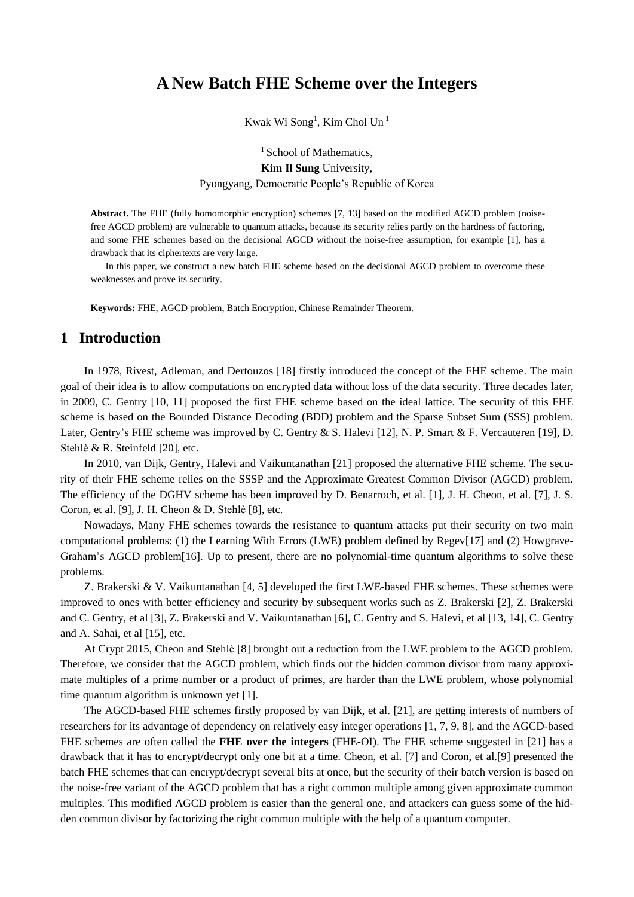# A New Batch FHE Scheme over the Integers

Kwak Wi Song[1], Kim Chol Un[1]

[1] School of Mathematics,
**Kim Il Sung** University,
Pyongyang, Democratic People's Republic of Korea

**Abstract.** The FHE (fully homomorphic encryption) schemes [7, 13] based on the modified AGCD problem (noise-free AGCD problem) are vulnerable to quantum attacks, because its security relies partly on the hardness of factoring, and some FHE schemes based on the decisional AGCD without the noise-free assumption, for example [1], has a drawback that its ciphertexts are very large.

In this paper, we construct a new batch FHE scheme based on the decisional AGCD problem to overcome these weaknesses and prove its security.

**Keywords:** FHE, AGCD problem, Batch Encryption, Chinese Remainder Theorem.

## 1 Introduction

In 1978, Rivest, Adleman, and Dertouzos [18] firstly introduced the concept of the FHE scheme. The main goal of their idea is to allow computations on encrypted data without loss of the data security. Three decades later, in 2009, C. Gentry [10, 11] proposed the first FHE scheme based on the ideal lattice. The security of this FHE scheme is based on the Bounded Distance Decoding (BDD) problem and the Sparse Subset Sum (SSS) problem. Later, Gentry's FHE scheme was improved by C. Gentry & S. Halevi [12], N. P. Smart & F. Vercauteren [19], D. Stehlè & R. Steinfeld [20], etc.

In 2010, van Dijk, Gentry, Halevi and Vaikuntanathan [21] proposed the alternative FHE scheme. The security of their FHE scheme relies on the SSSP and the Approximate Greatest Common Divisor (AGCD) problem. The efficiency of the DGHV scheme has been improved by D. Benarroch, et al. [1], J. H. Cheon, et al. [7], J. S. Coron, et al. [9], J. H. Cheon & D. Stehlè [8], etc.

Nowadays, Many FHE schemes towards the resistance to quantum attacks put their security on two main computational problems: (1) the Learning With Errors (LWE) problem defined by Regev[17] and (2) Howgrave-Graham's AGCD problem[16]. Up to present, there are no polynomial-time quantum algorithms to solve these problems.

Z. Brakerski & V. Vaikuntanathan [4, 5] developed the first LWE-based FHE schemes. These schemes were improved to ones with better efficiency and security by subsequent works such as Z. Brakerski [2], Z. Brakerski and C. Gentry, et al [3], Z. Brakerski and V. Vaikuntanathan [6], C. Gentry and S. Halevi, et al [13, 14], C. Gentry and A. Sahai, et al [15], etc.

At Crypt 2015, Cheon and Stehlè [8] brought out a reduction from the LWE problem to the AGCD problem. Therefore, we consider that the AGCD problem, which finds out the hidden common divisor from many approximate multiples of a prime number or a product of primes, are harder than the LWE problem, whose polynomial time quantum algorithm is unknown yet [1].

The AGCD-based FHE schemes firstly proposed by van Dijk, et al. [21], are getting interests of numbers of researchers for its advantage of dependency on relatively easy integer operations [1, 7, 9, 8], and the AGCD-based FHE schemes are often called the **FHE over the integers** (FHE-OI). The FHE scheme suggested in [21] has a drawback that it has to encrypt/decrypt only one bit at a time. Cheon, et al. [7] and Coron, et al.[9] presented the batch FHE schemes that can encrypt/decrypt several bits at once, but the security of their batch version is based on the noise-free variant of the AGCD problem that has a right common multiple among given approximate common multiples. This modified AGCD problem is easier than the general one, and attackers can guess some of the hidden common divisor by factorizing the right common multiple with the help of a quantum computer.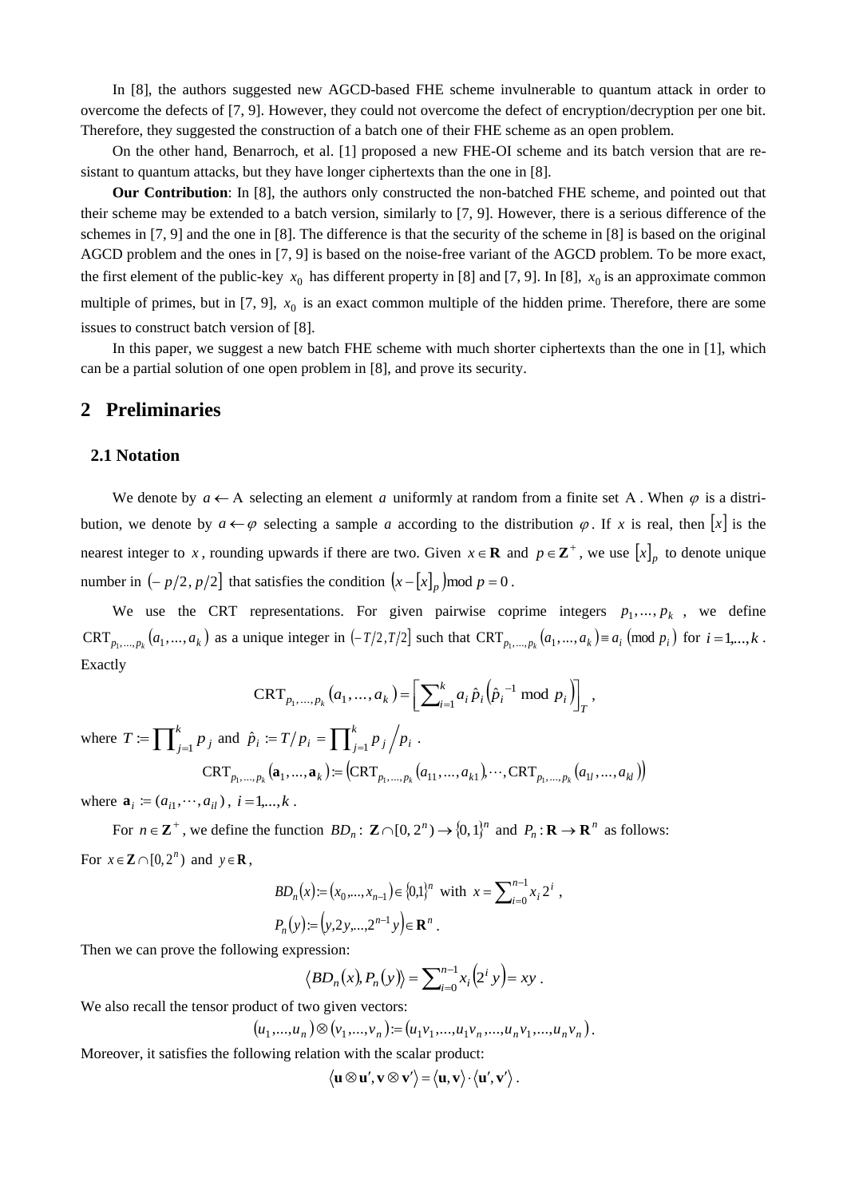In [8], the authors suggested new AGCD-based FHE scheme invulnerable to quantum attack in order to overcome the defects of [7, 9]. However, they could not overcome the defect of encryption/decryption per one bit. Therefore, they suggested the construction of a batch one of their FHE scheme as an open problem.

On the other hand, Benarroch, et al. [1] proposed a new FHE-OI scheme and its batch version that are resistant to quantum attacks, but they have longer ciphertexts than the one in [8].

**Our Contribution**: In [8], the authors only constructed the non-batched FHE scheme, and pointed out that their scheme may be extended to a batch version, similarly to [7, 9]. However, there is a serious difference of the schemes in [7, 9] and the one in [8]. The difference is that the security of the scheme in [8] is based on the original AGCD problem and the ones in [7, 9] is based on the noise-free variant of the AGCD problem. To be more exact, the first element of the public-key $x_0$ has different property in [8] and [7, 9]. In [8], $x_0$ is an approximate common multiple of primes, but in [7, 9], $x_0$ is an exact common multiple of the hidden prime. Therefore, there are some issues to construct batch version of [8].

In this paper, we suggest a new batch FHE scheme with much shorter ciphertexts than the one in [1], which can be a partial solution of one open problem in [8], and prove its security.

## 2 Preliminaries

### 2.1 Notation

We denote by $a \leftarrow A$ selecting an element $a$ uniformly at random from a finite set $A$. When $\varphi$ is a distribution, we denote by $a \leftarrow \varphi$ selecting a sample $a$ according to the distribution $\varphi$. If $x$ is real, then $\lceil x \rfloor$ is the nearest integer to $x$, rounding upwards if there are two. Given $x \in \mathbf{R}$ and $p \in \mathbf{Z}^+$, we use $[x]_p$ to denote unique number in $(-p/2, p/2]$ that satisfies the condition $(x - [x]_p) \bmod p = 0$.

We use the CRT representations. For given pairwise coprime integers $p_1, \ldots, p_k$, we define $\mathrm{CRT}_{p_1,\ldots,p_k}(a_1,\ldots,a_k)$ as a unique integer in $(-T/2, T/2]$ such that $\mathrm{CRT}_{p_1,\ldots,p_k}(a_1,\ldots,a_k) \equiv a_i \pmod{p_i}$ for $i = 1,\ldots,k$. Exactly

$$\mathrm{CRT}_{p_1,\ldots,p_k}(a_1,\ldots,a_k) = \left[\sum_{i=1}^{k} a_i \hat{p}_i \left(\hat{p}_i^{-1} \bmod p_i\right)\right]_T,$$

where $T := \prod_{j=1}^{k} p_j$ and $\hat{p}_i := T/p_i = \prod_{j=1}^{k} p_j \Big/ p_i$.

$$\mathrm{CRT}_{p_1,\ldots,p_k}(\mathbf{a}_1,\ldots,\mathbf{a}_k) := \left(\mathrm{CRT}_{p_1,\ldots,p_k}(a_{11},\ldots,a_{k1}),\cdots,\mathrm{CRT}_{p_1,\ldots,p_k}(a_{1l},\ldots,a_{kl})\right)$$

where $\mathbf{a}_i := (a_{i1},\cdots,a_{il})$, $i = 1,\ldots,k$.

For $n \in \mathbf{Z}^+$, we define the function $BD_n : \mathbf{Z} \cap [0, 2^n) \to \{0,1\}^n$ and $P_n : \mathbf{R} \to \mathbf{R}^n$ as follows:

For $x \in \mathbf{Z} \cap [0, 2^n)$ and $y \in \mathbf{R}$,

$$BD_n(x) := (x_0,\ldots,x_{n-1}) \in \{0,1\}^n \text{ with } x = \sum_{i=0}^{n-1} x_i 2^i,$$

$$P_n(y) := \left(y, 2y, \ldots, 2^{n-1}y\right) \in \mathbf{R}^n.$$

Then we can prove the following expression:

$$\langle BD_n(x), P_n(y) \rangle = \sum_{i=0}^{n-1} x_i \left(2^i y\right) = xy.$$

We also recall the tensor product of two given vectors:

$$(u_1,\ldots,u_n) \otimes (v_1,\ldots,v_n) := (u_1v_1,\ldots,u_1v_n,\ldots,u_nv_1,\ldots,u_nv_n).$$

Moreover, it satisfies the following relation with the scalar product:

$$\langle \mathbf{u} \otimes \mathbf{u}', \mathbf{v} \otimes \mathbf{v}' \rangle = \langle \mathbf{u}, \mathbf{v} \rangle \cdot \langle \mathbf{u}', \mathbf{v}' \rangle.$$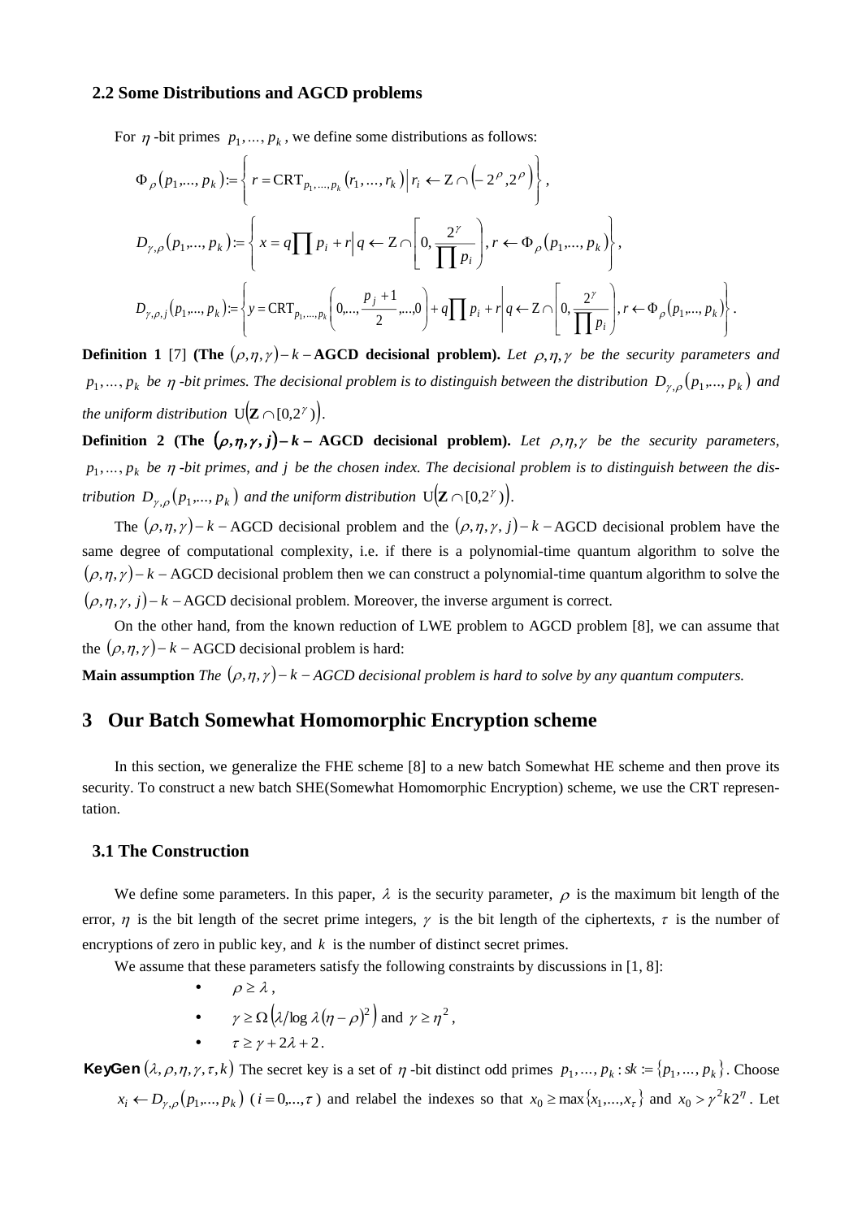### 2.2 Some Distributions and AGCD problems

For $\eta$ -bit primes $p_1, \ldots, p_k$, we define some distributions as follows:

$$\Phi_\rho(p_1,\ldots,p_k) := \left\{ r = \mathrm{CRT}_{p_1,\ldots,p_k}(r_1,\ldots,r_k) \,\middle|\, r_i \leftarrow \mathrm{Z} \cap \left(-2^\rho, 2^\rho\right) \right\},$$

$$D_{\gamma,\rho}(p_1,\ldots,p_k) := \left\{ x = q\prod p_i + r \,\middle|\, q \leftarrow \mathrm{Z} \cap \left[0, \frac{2^\gamma}{\prod p_i}\right), r \leftarrow \Phi_\rho(p_1,\ldots,p_k) \right\},$$

$$D_{\gamma,\rho,j}(p_1,\ldots,p_k) := \left\{ y = \mathrm{CRT}_{p_1,\ldots,p_k}\left(0,\ldots,\frac{p_j+1}{2},\ldots,0\right) + q\prod p_i + r \,\middle|\, q \leftarrow \mathrm{Z} \cap \left[0, \frac{2^\gamma}{\prod p_i}\right), r \leftarrow \Phi_\rho(p_1,\ldots,p_k) \right\}.$$

**Definition 1** [7] **(The $(\rho,\eta,\gamma)-k-$AGCD decisional problem).** *Let $\rho,\eta,\gamma$ be the security parameters and $p_1,\ldots,p_k$ be $\eta$ -bit primes. The decisional problem is to distinguish between the distribution $D_{\gamma,\rho}(p_1,\ldots,p_k)$ and the uniform distribution $\mathrm{U}(\mathbf{Z} \cap [0,2^\gamma))$.*

**Definition 2 (The $(\rho,\eta,\gamma,j)-k-$ AGCD decisional problem).** *Let $\rho,\eta,\gamma$ be the security parameters, $p_1,\ldots,p_k$ be $\eta$ -bit primes, and $j$ be the chosen index. The decisional problem is to distinguish between the distribution $D_{\gamma,\rho}(p_1,\ldots,p_k)$ and the uniform distribution $\mathrm{U}(\mathbf{Z} \cap [0,2^\gamma))$.*

The $(\rho,\eta,\gamma)-k-$AGCD decisional problem and the $(\rho,\eta,\gamma,j)-k-$AGCD decisional problem have the same degree of computational complexity, i.e. if there is a polynomial-time quantum algorithm to solve the $(\rho,\eta,\gamma)-k-$AGCD decisional problem then we can construct a polynomial-time quantum algorithm to solve the $(\rho,\eta,\gamma,j)-k-$AGCD decisional problem. Moreover, the inverse argument is correct.

On the other hand, from the known reduction of LWE problem to AGCD problem [8], we can assume that the $(\rho,\eta,\gamma)-k-$AGCD decisional problem is hard:

**Main assumption** *The $(\rho,\eta,\gamma)-k-$AGCD decisional problem is hard to solve by any quantum computers.*

## 3 Our Batch Somewhat Homomorphic Encryption scheme

In this section, we generalize the FHE scheme [8] to a new batch Somewhat HE scheme and then prove its security. To construct a new batch SHE(Somewhat Homomorphic Encryption) scheme, we use the CRT representation.

### 3.1 The Construction

We define some parameters. In this paper, $\lambda$ is the security parameter, $\rho$ is the maximum bit length of the error, $\eta$ is the bit length of the secret prime integers, $\gamma$ is the bit length of the ciphertexts, $\tau$ is the number of encryptions of zero in public key, and $k$ is the number of distinct secret primes.

We assume that these parameters satisfy the following constraints by discussions in [1, 8]:

- $\rho \geq \lambda$,
- $\gamma \geq \Omega\left(\lambda/\log\lambda(\eta-\rho)^2\right)$ and $\gamma \geq \eta^2$,
- $\tau \geq \gamma + 2\lambda + 2$.

**KeyGen** $(\lambda,\rho,\eta,\gamma,\tau,k)$ The secret key is a set of $\eta$ -bit distinct odd primes $p_1,\ldots,p_k : sk := \{p_1,\ldots,p_k\}$. Choose $x_i \leftarrow D_{\gamma,\rho}(p_1,\ldots,p_k)$ ($i = 0,\ldots,\tau$) and relabel the indexes so that $x_0 \geq \max\{x_1,\ldots,x_\tau\}$ and $x_0 > \gamma^2 k 2^\eta$. Let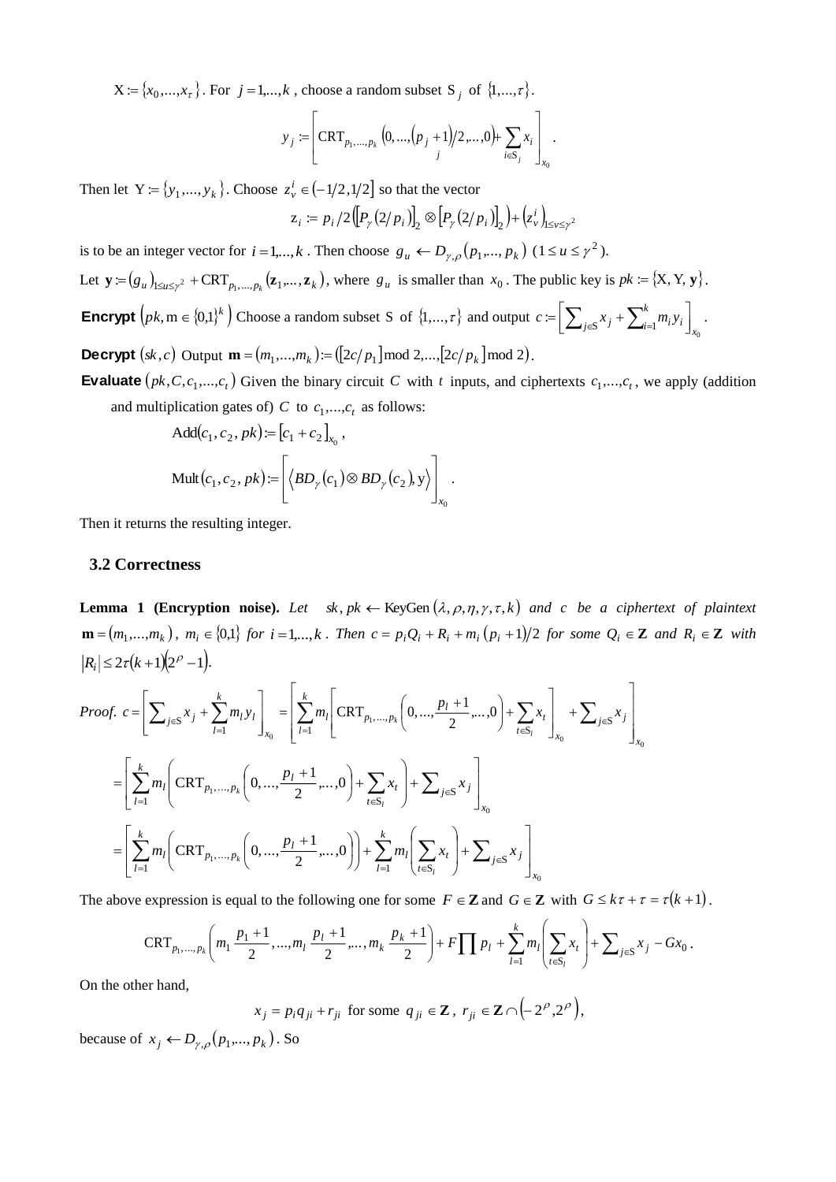$X := \{x_0, ..., x_\tau\}$. For $j = 1, ..., k$, choose a random subset $S_j$ of $\{1, ..., \tau\}$.

$$y_j := \left[ \mathrm{CRT}_{p_1,...,p_k}\left(0, ..., \underset{j}{(p_j + 1)/2}, ..., 0\right) + \sum_{i \in S_j} x_i \right]_{x_0}.$$

Then let $Y := \{y_1, ..., y_k\}$. Choose $z_v^i \in (-1/2, 1/2]$ so that the vector

$$\mathbf{z}_i := p_i / 2\left(\left[P_\gamma(2/p_i)\right]_2 \otimes \left[P_\gamma(2/p_i)\right]_2\right) + \left(z_v^i\right)_{1 \le v \le \gamma^2}$$

is to be an integer vector for $i = 1, ..., k$. Then choose $g_u \leftarrow D_{\gamma,\rho}(p_1, ..., p_k)$ $(1 \le u \le \gamma^2)$.

Let $\mathbf{y} := (g_u)_{1 \le u \le \gamma^2} + \mathrm{CRT}_{p_1,...,p_k}(\mathbf{z}_1, ..., \mathbf{z}_k)$, where $g_u$ is smaller than $x_0$. The public key is $pk := \{X, Y, \mathbf{y}\}$.

**Encrypt** $(pk, \mathrm{m} \in \{0,1\}^k)$ Choose a random subset $S$ of $\{1, ..., \tau\}$ and output $c := \left[\sum_{j \in S} x_j + \sum_{i=1}^k m_i y_i\right]_{x_0}$.

**Decrypt** $(sk, c)$ Output $\mathbf{m} = (m_1, ..., m_k) := \left([2c/p_1] \bmod 2, ..., [2c/p_k] \bmod 2\right)$.

**Evaluate** $(pk, C, c_1, ..., c_t)$ Given the binary circuit $C$ with $t$ inputs, and ciphertexts $c_1, ..., c_t$, we apply (addition and multiplication gates of) $C$ to $c_1, ..., c_t$ as follows:

$$\mathrm{Add}(c_1, c_2, pk) := [c_1 + c_2]_{x_0},$$

$$\mathrm{Mult}(c_1, c_2, pk) := \left[\left\langle BD_\gamma(c_1) \otimes BD_\gamma(c_2), \mathrm{y}\right\rangle\right]_{x_0}.$$

Then it returns the resulting integer.

## 3.2 Correctness

**Lemma 1 (Encryption noise).** *Let* $sk, pk \leftarrow \mathrm{KeyGen}(\lambda, \rho, \eta, \gamma, \tau, k)$ *and* $c$ *be a ciphertext of plaintext* $\mathbf{m} = (m_1, ..., m_k)$, $m_i \in \{0,1\}$ *for* $i = 1, ..., k$. *Then* $c = p_i Q_i + R_i + m_i(p_i + 1)/2$ *for some* $Q_i \in \mathbf{Z}$ *and* $R_i \in \mathbf{Z}$ *with* $|R_i| \le 2\tau(k+1)(2^\rho - 1)$.

*Proof.*

$$c = \left[\sum_{j \in S} x_j + \sum_{l=1}^k m_l y_l\right]_{x_0} = \left[\sum_{l=1}^k m_l \left[\mathrm{CRT}_{p_1,...,p_k}\left(0, ..., \frac{p_l + 1}{2}, ..., 0\right) + \sum_{t \in S_l} x_t\right]_{x_0} + \sum_{j \in S} x_j\right]_{x_0}$$

$$= \left[\sum_{l=1}^k m_l \left(\mathrm{CRT}_{p_1,...,p_k}\left(0, ..., \frac{p_l + 1}{2}, ..., 0\right) + \sum_{t \in S_l} x_t\right) + \sum_{j \in S} x_j\right]_{x_0}$$

$$= \left[\sum_{l=1}^k m_l \left(\mathrm{CRT}_{p_1,...,p_k}\left(0, ..., \frac{p_l + 1}{2}, ..., 0\right)\right) + \sum_{l=1}^k m_l \left(\sum_{t \in S_l} x_t\right) + \sum_{j \in S} x_j\right]_{x_0}$$

The above expression is equal to the following one for some $F \in \mathbf{Z}$ and $G \in \mathbf{Z}$ with $G \le k\tau + \tau = \tau(k+1)$.

$$\mathrm{CRT}_{p_1,...,p_k}\left(m_1 \frac{p_1 + 1}{2}, ..., m_l \frac{p_l + 1}{2}, ..., m_k \frac{p_k + 1}{2}\right) + F \prod p_l + \sum_{l=1}^k m_l \left(\sum_{t \in S_l} x_t\right) + \sum_{j \in S} x_j - G x_0.$$

On the other hand,

$$x_j = p_i q_{ji} + r_{ji} \text{ for some } q_{ji} \in \mathbf{Z},\ r_{ji} \in \mathbf{Z} \cap \left(-2^\rho, 2^\rho\right),$$

because of $x_j \leftarrow D_{\gamma,\rho}(p_1, ..., p_k)$. So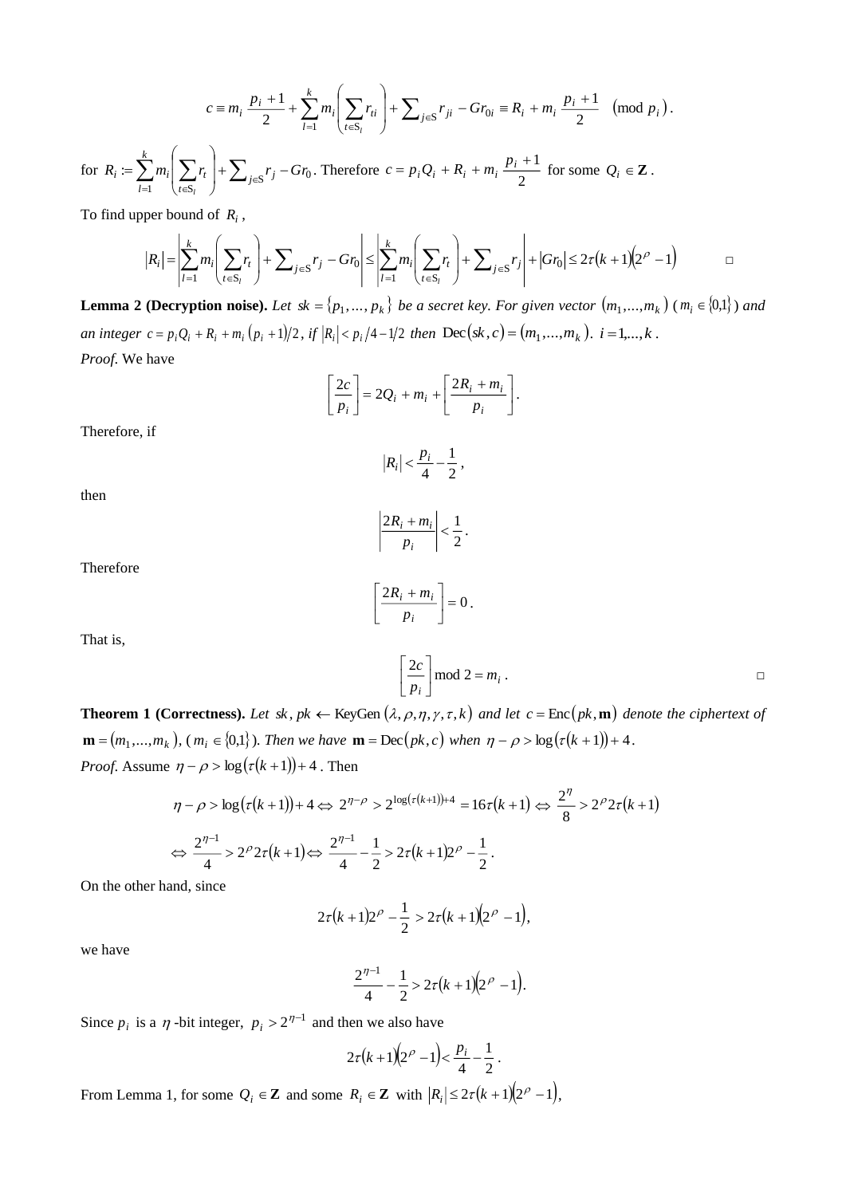$$c \equiv m_i \frac{p_i+1}{2} + \sum_{l=1}^{k} m_i \left( \sum_{t \in S_l} r_{ti} \right) + \sum_{j \in S} r_{ji} - Gr_{0i} \equiv R_i + m_i \frac{p_i+1}{2} \pmod{p_i}.$$

for $R_i := \sum_{l=1}^{k} m_i \left( \sum_{t \in S_l} r_t \right) + \sum_{j \in S} r_j - Gr_0$. Therefore $c = p_i Q_i + R_i + m_i \frac{p_i+1}{2}$ for some $Q_i \in \mathbf{Z}$.

To find upper bound of $R_i$,

$$|R_i| = \left| \sum_{l=1}^{k} m_i \left( \sum_{t \in S_l} r_t \right) + \sum_{j \in S} r_j - Gr_0 \right| \le \left| \sum_{l=1}^{k} m_i \left( \sum_{t \in S_l} r_t \right) + \sum_{j \in S} r_j \right| + |Gr_0| \le 2\tau(k+1)(2^\rho - 1)$$

□

**Lemma 2 (Decryption noise).** *Let $sk = \{p_1, \ldots, p_k\}$ be a secret key. For given vector $(m_1, \ldots, m_k)$ ($m_i \in \{0,1\}$) and an integer $c = p_i Q_i + R_i + m_i (p_i+1)/2$, if $|R_i| < p_i/4 - 1/2$ then $\mathrm{Dec}(sk, c) = (m_1, \ldots, m_k)$. $i = 1, \ldots, k$.*

*Proof.* We have

$$\left\lceil \frac{2c}{p_i} \right\rfloor = 2Q_i + m_i + \left\lceil \frac{2R_i + m_i}{p_i} \right\rfloor.$$

Therefore, if

$$|R_i| < \frac{p_i}{4} - \frac{1}{2},$$

then

$$\left| \frac{2R_i + m_i}{p_i} \right| < \frac{1}{2}.$$

Therefore

$$\left\lceil \frac{2R_i + m_i}{p_i} \right\rfloor = 0.$$

That is,

$$\left\lceil \frac{2c}{p_i} \right\rfloor \bmod 2 = m_i.$$

□

**Theorem 1 (Correctness).** *Let $sk, pk \leftarrow \mathrm{KeyGen}(\lambda, \rho, \eta, \gamma, \tau, k)$ and let $c = \mathrm{Enc}(pk, \mathbf{m})$ denote the ciphertext of $\mathbf{m} = (m_1, \ldots, m_k)$, ($m_i \in \{0,1\}$). Then we have $\mathbf{m} = \mathrm{Dec}(pk, c)$ when $\eta - \rho > \log(\tau(k+1)) + 4$.*

*Proof.* Assume $\eta - \rho > \log(\tau(k+1)) + 4$. Then

$$\eta - \rho > \log(\tau(k+1)) + 4 \Leftrightarrow 2^{\eta - \rho} > 2^{\log(\tau(k+1))+4} = 16\tau(k+1) \Leftrightarrow \frac{2^\eta}{8} > 2^\rho 2\tau(k+1)$$

$$\Leftrightarrow \frac{2^{\eta-1}}{4} > 2^\rho 2\tau(k+1) \Leftrightarrow \frac{2^{\eta-1}}{4} - \frac{1}{2} > 2\tau(k+1)2^\rho - \frac{1}{2}.$$

On the other hand, since

$$2\tau(k+1)2^\rho - \frac{1}{2} > 2\tau(k+1)(2^\rho - 1),$$

we have

$$\frac{2^{\eta-1}}{4} - \frac{1}{2} > 2\tau(k+1)(2^\rho - 1).$$

Since $p_i$ is a $\eta$-bit integer, $p_i > 2^{\eta-1}$ and then we also have

$$2\tau(k+1)(2^\rho - 1) < \frac{p_i}{4} - \frac{1}{2}.$$

From Lemma 1, for some $Q_i \in \mathbf{Z}$ and some $R_i \in \mathbf{Z}$ with $|R_i| \le 2\tau(k+1)(2^\rho - 1)$,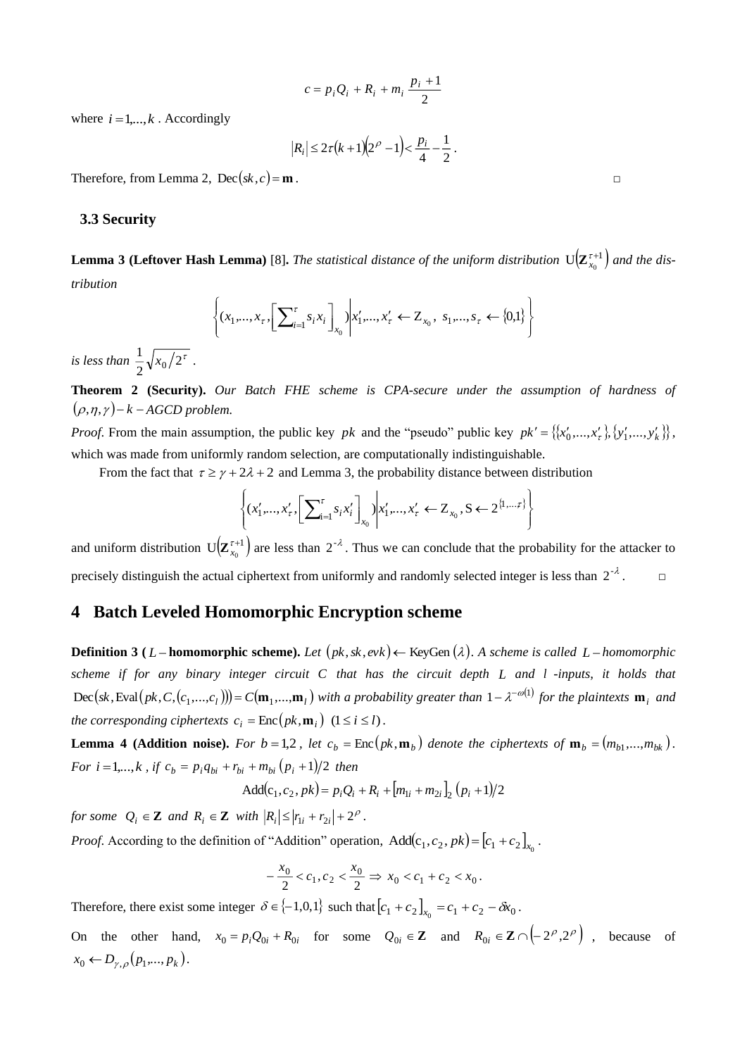$$c = p_i Q_i + R_i + m_i \frac{p_i + 1}{2}$$

where $i = 1, ..., k$. Accordingly

$$|R_i| \le 2\tau(k+1)\left(2^{\rho} - 1\right) < \frac{p_i}{4} - \frac{1}{2}.$$

Therefore, from Lemma 2, $\mathrm{Dec}(sk, c) = \mathbf{m}$. □

### 3.3 Security

**Lemma 3 (Leftover Hash Lemma)** [8]. *The statistical distance of the uniform distribution* $\mathrm{U}\left(\mathbf{Z}_{x_0}^{\tau+1}\right)$ *and the distribution*

$$\left\{ (x_1, ..., x_\tau, \left[\sum_{i=1}^{\tau} s_i x_i\right]_{x_0}) \middle| x'_1, ..., x'_\tau \leftarrow \mathrm{Z}_{x_0},\ s_1, ..., s_\tau \leftarrow \{0,1\} \right\}$$

*is less than* $\frac{1}{2}\sqrt{x_0 / 2^{\tau}}$.

**Theorem 2 (Security).** *Our Batch FHE scheme is CPA-secure under the assumption of hardness of* $(\rho, \eta, \gamma) - k - AGCD$ *problem.*

*Proof.* From the main assumption, the public key $pk$ and the "pseudo" public key $pk' = \{\{x'_0, ..., x'_\tau\}, \{y'_1, ..., y'_k\}\}$, which was made from uniformly random selection, are computationally indistinguishable.

From the fact that $\tau \ge \gamma + 2\lambda + 2$ and Lemma 3, the probability distance between distribution

$$\left\{ (x'_1, ..., x'_\tau, \left[\sum_{i=1}^{\tau} s_i x'_i\right]_{x_0}) \middle| x'_1, ..., x'_\tau \leftarrow \mathrm{Z}_{x_0}, \mathrm{S} \leftarrow 2^{\{1,...,\tau\}} \right\}$$

and uniform distribution $\mathrm{U}\left(\mathbf{Z}_{x_0}^{\tau+1}\right)$ are less than $2^{-\lambda}$. Thus we can conclude that the probability for the attacker to precisely distinguish the actual ciphertext from uniformly and randomly selected integer is less than $2^{-\lambda}$. □

## 4 Batch Leveled Homomorphic Encryption scheme

**Definition 3 ($L$ – homomorphic scheme).** *Let* $(pk, sk, evk) \leftarrow \mathrm{KeyGen}(\lambda)$. *A scheme is called* $L$ – *homomorphic scheme if for any binary integer circuit* $C$ *that has the circuit depth* $L$ *and* $l$ *-inputs, it holds that* $\mathrm{Dec}(sk, \mathrm{Eval}(pk, C, (c_1, ..., c_l))) = C(\mathbf{m}_1, ..., \mathbf{m}_l)$ *with a probability greater than* $1 - \lambda^{-\omega(1)}$ *for the plaintexts* $\mathbf{m}_i$ *and the corresponding ciphertexts* $c_i = \mathrm{Enc}(pk, \mathbf{m}_i)$ $(1 \le i \le l)$.

**Lemma 4 (Addition noise).** *For* $b = 1,2$, *let* $c_b = \mathrm{Enc}(pk, \mathbf{m}_b)$ *denote the ciphertexts of* $\mathbf{m}_b = (m_{b1}, ..., m_{bk})$. *For* $i = 1, ..., k$, *if* $c_b = p_i q_{bi} + r_{bi} + m_{bi}(p_i + 1)/2$ *then*

$$\mathrm{Add}(c_1, c_2, pk) = p_i Q_i + R_i + [m_{1i} + m_{2i}]_2 (p_i + 1)/2$$

*for some* $Q_i \in \mathbf{Z}$ *and* $R_i \in \mathbf{Z}$ *with* $|R_i| \le |r_{1i} + r_{2i}| + 2^{\rho}$.

*Proof.* According to the definition of "Addition" operation, $\mathrm{Add}(c_1, c_2, pk) = [c_1 + c_2]_{x_0}$.

$$-\frac{x_0}{2} < c_1, c_2 < \frac{x_0}{2} \Rightarrow x_0 < c_1 + c_2 < x_0.$$

Therefore, there exist some integer $\delta \in \{-1,0,1\}$ such that $[c_1 + c_2]_{x_0} = c_1 + c_2 - \delta x_0$.

On the other hand, $x_0 = p_i Q_{0i} + R_{0i}$ for some $Q_{0i} \in \mathbf{Z}$ and $R_{0i} \in \mathbf{Z} \cap \left(-2^{\rho}, 2^{\rho}\right)$, because of $x_0 \leftarrow D_{\gamma,\rho}(p_1, ..., p_k)$.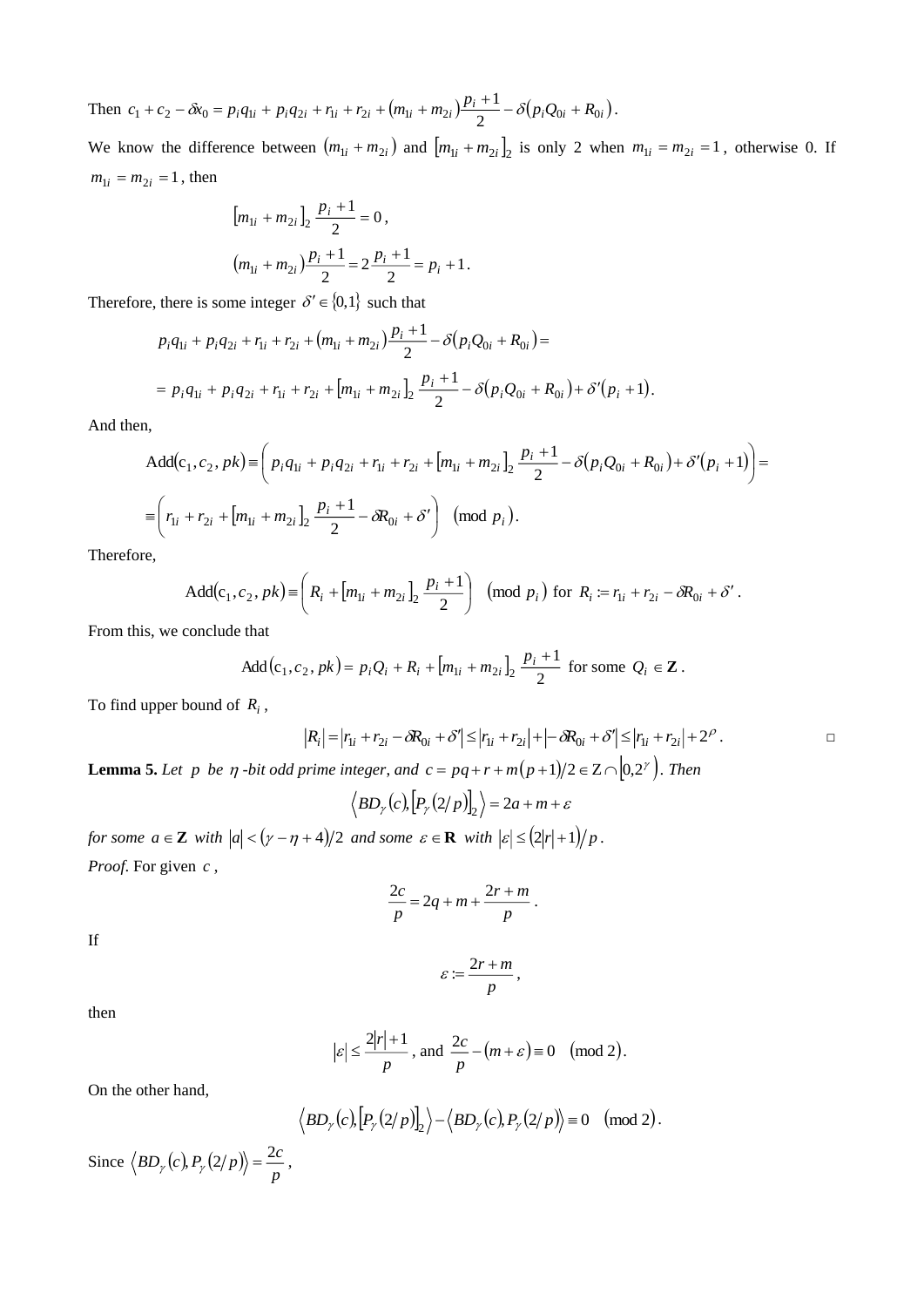Then $c_1 + c_2 - \delta x_0 = p_i q_{1i} + p_i q_{2i} + r_{1i} + r_{2i} + (m_{1i} + m_{2i})\frac{p_i + 1}{2} - \delta(p_i Q_{0i} + R_{0i})$.

We know the difference between $(m_{1i} + m_{2i})$ and $[m_{1i} + m_{2i}]_2$ is only 2 when $m_{1i} = m_{2i} = 1$, otherwise 0. If $m_{1i} = m_{2i} = 1$, then

$$[m_{1i} + m_{2i}]_2 \frac{p_i + 1}{2} = 0,$$

$$(m_{1i} + m_{2i})\frac{p_i + 1}{2} = 2\frac{p_i + 1}{2} = p_i + 1.$$

Therefore, there is some integer $\delta' \in \{0,1\}$ such that

$$p_i q_{1i} + p_i q_{2i} + r_{1i} + r_{2i} + (m_{1i} + m_{2i})\frac{p_i + 1}{2} - \delta(p_i Q_{0i} + R_{0i}) =$$

$$= p_i q_{1i} + p_i q_{2i} + r_{1i} + r_{2i} + [m_{1i} + m_{2i}]_2 \frac{p_i + 1}{2} - \delta(p_i Q_{0i} + R_{0i}) + \delta'(p_i + 1).$$

And then,

$$\text{Add}(c_1, c_2, pk) \equiv \left( p_i q_{1i} + p_i q_{2i} + r_{1i} + r_{2i} + [m_{1i} + m_{2i}]_2 \frac{p_i + 1}{2} - \delta(p_i Q_{0i} + R_{0i}) + \delta'(p_i + 1) \right) =$$

$$\equiv \left( r_{1i} + r_{2i} + [m_{1i} + m_{2i}]_2 \frac{p_i + 1}{2} - \delta R_{0i} + \delta' \right) \pmod{p_i}.$$

Therefore,

$$\text{Add}(c_1, c_2, pk) \equiv \left( R_i + [m_{1i} + m_{2i}]_2 \frac{p_i + 1}{2} \right) \pmod{p_i} \text{ for } R_i := r_{1i} + r_{2i} - \delta R_{0i} + \delta'.$$

From this, we conclude that

$$\text{Add}(c_1, c_2, pk) = p_i Q_i + R_i + [m_{1i} + m_{2i}]_2 \frac{p_i + 1}{2} \text{ for some } Q_i \in \mathbf{Z}.$$

To find upper bound of $R_i$,

$$|R_i| = |r_{1i} + r_{2i} - \delta R_{0i} + \delta'| \le |r_{1i} + r_{2i}| + |-\delta R_{0i} + \delta'| \le |r_{1i} + r_{2i}| + 2^{\rho}. \qquad \square$$

**Lemma 5.** *Let $p$ be $\eta$-bit odd prime integer, and $c = pq + r + m(p+1)/2 \in \mathrm{Z} \cap [0, 2^{\gamma})$. Then*

$$\langle BD_\gamma(c), [P_\gamma(2/p)]_2 \rangle = 2a + m + \varepsilon$$

*for some $a \in \mathbf{Z}$ with $|a| < (\gamma - \eta + 4)/2$ and some $\varepsilon \in \mathbf{R}$ with $|\varepsilon| \le (2|r| + 1)/p$.*

*Proof.* For given $c$,

$$\frac{2c}{p} = 2q + m + \frac{2r + m}{p}.$$

If

$$\varepsilon := \frac{2r + m}{p},$$

then

$$|\varepsilon| \le \frac{2|r| + 1}{p}, \text{ and } \frac{2c}{p} - (m + \varepsilon) \equiv 0 \pmod{2}.$$

On the other hand,

$$\langle BD_\gamma(c), [P_\gamma(2/p)]_2 \rangle - \langle BD_\gamma(c), P_\gamma(2/p) \rangle \equiv 0 \pmod{2}.$$

Since $\langle BD_\gamma(c), P_\gamma(2/p) \rangle = \frac{2c}{p}$,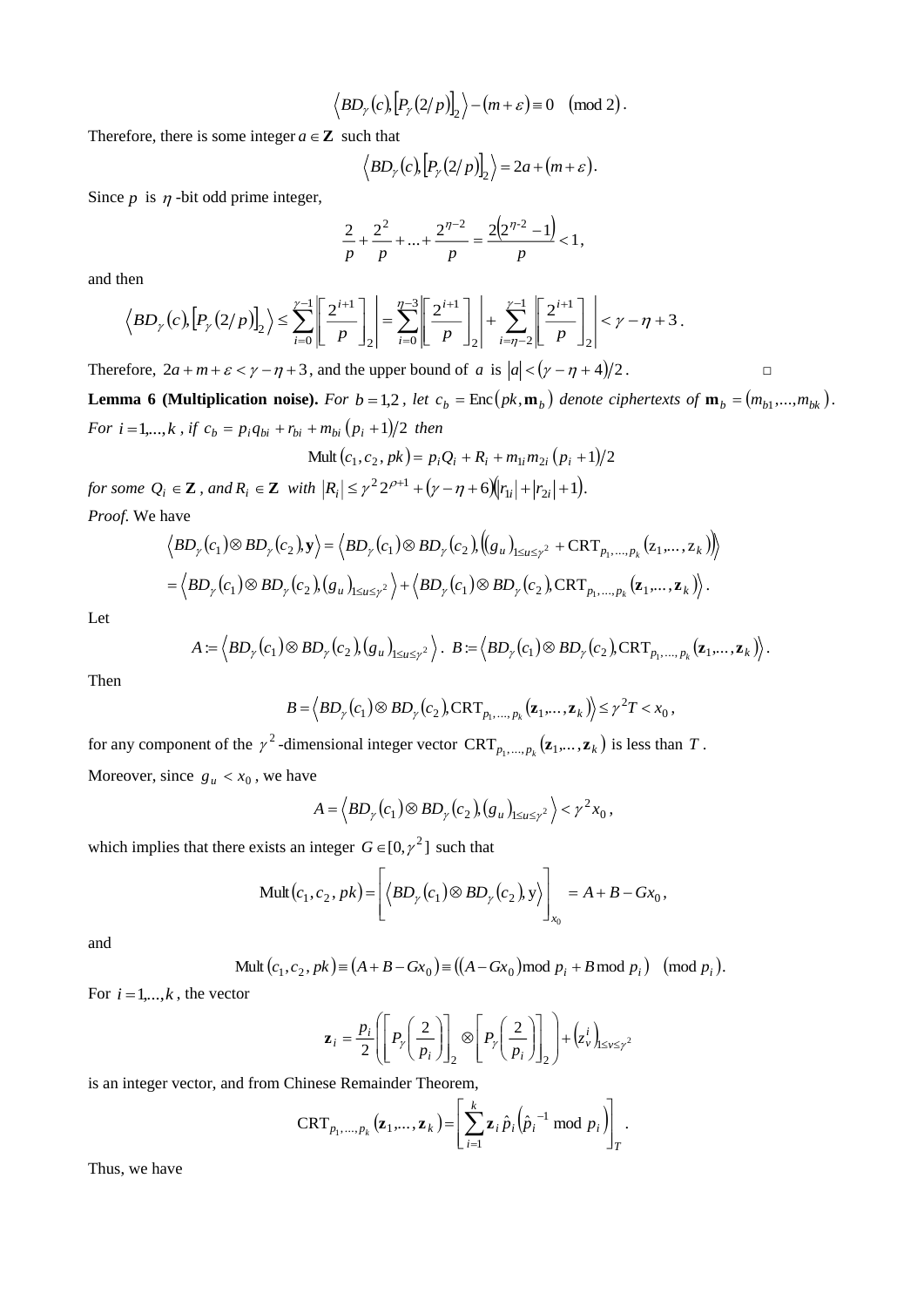$$\left\langle BD_\gamma(c), \left[P_\gamma(2/p)\right]_2 \right\rangle - (m+\varepsilon) \equiv 0 \pmod 2.$$

Therefore, there is some integer $a \in \mathbf{Z}$ such that

$$\left\langle BD_\gamma(c), \left[P_\gamma(2/p)\right]_2 \right\rangle = 2a + (m+\varepsilon).$$

Since $p$ is $\eta$-bit odd prime integer,

$$\frac{2}{p} + \frac{2^2}{p} + \ldots + \frac{2^{\eta-2}}{p} = \frac{2\left(2^{\eta-2}-1\right)}{p} < 1,$$

and then

$$\left\langle BD_\gamma(c), \left[P_\gamma(2/p)\right]_2 \right\rangle \le \sum_{i=0}^{\gamma-1}\left|\left[\frac{2^{i+1}}{p}\right]_2\right| = \sum_{i=0}^{\eta-3}\left|\left[\frac{2^{i+1}}{p}\right]_2\right| + \sum_{i=\eta-2}^{\gamma-1}\left|\left[\frac{2^{i+1}}{p}\right]_2\right| < \gamma - \eta + 3.$$

Therefore, $2a + m + \varepsilon < \gamma - \eta + 3$, and the upper bound of $a$ is $|a| < (\gamma - \eta + 4)/2$. □

**Lemma 6 (Multiplication noise).** *For $b = 1,2$, let $c_b = \mathrm{Enc}(pk, \mathbf{m}_b)$ denote ciphertexts of $\mathbf{m}_b = (m_{b1},\ldots,m_{bk})$. For $i = 1,\ldots,k$, if $c_b = p_i q_{bi} + r_{bi} + m_{bi}(p_i+1)/2$ then*

$$\mathrm{Mult}(c_1, c_2, pk) = p_i Q_i + R_i + m_{1i} m_{2i}(p_i+1)/2$$

*for some $Q_i \in \mathbf{Z}$, and $R_i \in \mathbf{Z}$ with $|R_i| \le \gamma^2 2^{\rho+1} + (\gamma - \eta + 6)\left(|r_{1i}| + |r_{2i}| + 1\right)$.*

*Proof.* We have

$$\left\langle BD_\gamma(c_1) \otimes BD_\gamma(c_2), \mathbf{y} \right\rangle = \left\langle BD_\gamma(c_1) \otimes BD_\gamma(c_2), \left((g_u)_{1\le u\le\gamma^2} + \mathrm{CRT}_{p_1,\ldots,p_k}(\mathrm{z}_1,\ldots,\mathrm{z}_k)\right)\right\rangle$$

$$= \left\langle BD_\gamma(c_1) \otimes BD_\gamma(c_2), (g_u)_{1\le u\le\gamma^2} \right\rangle + \left\langle BD_\gamma(c_1) \otimes BD_\gamma(c_2), \mathrm{CRT}_{p_1,\ldots,p_k}(\mathbf{z}_1,\ldots,\mathbf{z}_k) \right\rangle.$$

Let

$$A := \left\langle BD_\gamma(c_1) \otimes BD_\gamma(c_2), (g_u)_{1\le u\le\gamma^2} \right\rangle. \quad B := \left\langle BD_\gamma(c_1) \otimes BD_\gamma(c_2), \mathrm{CRT}_{p_1,\ldots,p_k}(\mathbf{z}_1,\ldots,\mathbf{z}_k) \right\rangle.$$

Then

$$B = \left\langle BD_\gamma(c_1) \otimes BD_\gamma(c_2), \mathrm{CRT}_{p_1,\ldots,p_k}(\mathbf{z}_1,\ldots,\mathbf{z}_k) \right\rangle \le \gamma^2 T < x_0,$$

for any component of the $\gamma^2$-dimensional integer vector $\mathrm{CRT}_{p_1,\ldots,p_k}(\mathbf{z}_1,\ldots,\mathbf{z}_k)$ is less than $T$.

Moreover, since $g_u < x_0$, we have

$$A = \left\langle BD_\gamma(c_1) \otimes BD_\gamma(c_2), (g_u)_{1\le u\le\gamma^2} \right\rangle < \gamma^2 x_0,$$

which implies that there exists an integer $G \in [0, \gamma^2]$ such that

$$\mathrm{Mult}(c_1, c_2, pk) = \left[\left\langle BD_\gamma(c_1) \otimes BD_\gamma(c_2), \mathrm{y} \right\rangle\right]_{x_0} = A + B - Gx_0,$$

and

$$\mathrm{Mult}(c_1, c_2, pk) \equiv (A + B - Gx_0) \equiv \left((A - Gx_0) \bmod p_i + B \bmod p_i\right) \pmod{p_i}.$$

For $i = 1,\ldots,k$, the vector

$$\mathbf{z}_i = \frac{p_i}{2}\left(\left[P_\gamma\left(\frac{2}{p_i}\right)\right]_2 \otimes \left[P_\gamma\left(\frac{2}{p_i}\right)\right]_2\right) + \left(z_v^i\right)_{1\le v\le\gamma^2}$$

is an integer vector, and from Chinese Remainder Theorem,

$$\mathrm{CRT}_{p_1,\ldots,p_k}(\mathbf{z}_1,\ldots,\mathbf{z}_k) = \left[\sum_{i=1}^{k} \mathbf{z}_i \hat{p}_i \left(\hat{p}_i^{-1} \bmod p_i\right)\right]_T.$$

Thus, we have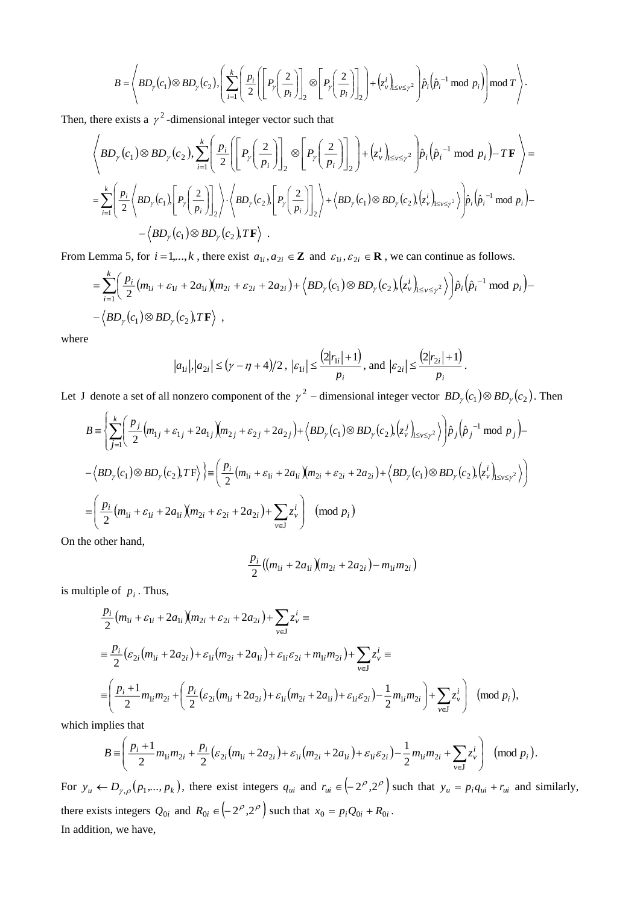$$B = \left\langle BD_\gamma(c_1) \otimes BD_\gamma(c_2), \left( \sum_{i=1}^{k} \left( \frac{p_i}{2} \left( \left[ P_\gamma\left(\frac{2}{p_i}\right) \right]_2 \otimes \left[ P_\gamma\left(\frac{2}{p_i}\right) \right]_2 \right) + \left(z_v^i\right)_{1 \le v \le \gamma^2} \right) \hat{p}_i \left( \hat{p}_i^{-1} \bmod p_i \right) \right) \bmod T \right\rangle .$$

Then, there exists a $\gamma^2$-dimensional integer vector such that

$$\left\langle BD_\gamma(c_1) \otimes BD_\gamma(c_2), \sum_{i=1}^{k} \left( \frac{p_i}{2} \left( \left[ P_\gamma\left(\frac{2}{p_i}\right) \right]_2 \otimes \left[ P_\gamma\left(\frac{2}{p_i}\right) \right]_2 \right) + \left(z_v^i\right)_{1 \le v \le \gamma^2} \right) \hat{p}_i \left( \hat{p}_i^{-1} \bmod p_i \right) - T\mathbf{F} \right\rangle =$$

$$= \sum_{i=1}^{k} \left( \frac{p_i}{2} \left\langle BD_\gamma(c_1), \left[ P_\gamma\left(\frac{2}{p_i}\right) \right]_2 \right\rangle \cdot \left\langle BD_\gamma(c_2), \left[ P_\gamma\left(\frac{2}{p_i}\right) \right]_2 \right\rangle + \left\langle BD_\gamma(c_1) \otimes BD_\gamma(c_2), \left(z_v^i\right)_{1 \le v \le \gamma^2} \right\rangle \right) \hat{p}_i \left( \hat{p}_i^{-1} \bmod p_i \right) -$$

$$- \left\langle BD_\gamma(c_1) \otimes BD_\gamma(c_2), T\mathbf{F} \right\rangle .$$

From Lemma 5, for $i = 1,\dots,k$, there exist $a_{1i}, a_{2i} \in \mathbf{Z}$ and $\varepsilon_{1i}, \varepsilon_{2i} \in \mathbf{R}$, we can continue as follows.

$$= \sum_{i=1}^{k} \left( \frac{p_i}{2} \left( m_{1i} + \varepsilon_{1i} + 2a_{1i} \right)\left( m_{2i} + \varepsilon_{2i} + 2a_{2i} \right) + \left\langle BD_\gamma(c_1) \otimes BD_\gamma(c_2), \left(z_v^i\right)_{1 \le v \le \gamma^2} \right\rangle \right) \hat{p}_i \left( \hat{p}_i^{-1} \bmod p_i \right) -$$

$$- \left\langle BD_\gamma(c_1) \otimes BD_\gamma(c_2), T\mathbf{F} \right\rangle ,$$

where

$$|a_{1i}|, |a_{2i}| \le (\gamma - \eta + 4)/2 , \; |\varepsilon_{1i}| \le \frac{(2|r_{1i}| + 1)}{p_i}, \text{ and } |\varepsilon_{2i}| \le \frac{(2|r_{2i}| + 1)}{p_i} .$$

Let J denote a set of all nonzero component of the $\gamma^2$ – dimensional integer vector $BD_\gamma(c_1) \otimes BD_\gamma(c_2)$. Then

$$B \equiv \left\{ \sum_{j=1}^{k} \left( \frac{p_j}{2} \left( m_{1j} + \varepsilon_{1j} + 2a_{1j} \right)\left( m_{2j} + \varepsilon_{2j} + 2a_{2j} \right) + \left\langle BD_\gamma(c_1) \otimes BD_\gamma(c_2), \left(z_v^j\right)_{1 \le v \le \gamma^2} \right\rangle \right) \hat{p}_j \left( \hat{p}_j^{-1} \bmod p_j \right) - \right.$$

$$\left. - \left\langle BD_\gamma(c_1) \otimes BD_\gamma(c_2), T\mathrm{F} \right\rangle \right\} \equiv \left( \frac{p_i}{2} \left( m_{1i} + \varepsilon_{1i} + 2a_{1i} \right)\left( m_{2i} + \varepsilon_{2i} + 2a_{2i} \right) + \left\langle BD_\gamma(c_1) \otimes BD_\gamma(c_2), \left(z_v^i\right)_{1 \le v \le \gamma^2} \right\rangle \right)$$

$$\equiv \left( \frac{p_i}{2} \left( m_{1i} + \varepsilon_{1i} + 2a_{1i} \right)\left( m_{2i} + \varepsilon_{2i} + 2a_{2i} \right) + \sum_{v \in \mathrm{J}} z_v^i \right) \pmod{p_i}$$

On the other hand,

$$\frac{p_i}{2} \left( \left( m_{1i} + 2a_{1i} \right)\left( m_{2i} + 2a_{2i} \right) - m_{1i} m_{2i} \right)$$

is multiple of $p_i$. Thus,

$$\frac{p_i}{2} \left( m_{1i} + \varepsilon_{1i} + 2a_{1i} \right)\left( m_{2i} + \varepsilon_{2i} + 2a_{2i} \right) + \sum_{v \in \mathrm{J}} z_v^i \equiv$$

$$\equiv \frac{p_i}{2} \left( \varepsilon_{2i}\left( m_{1i} + 2a_{2i} \right) + \varepsilon_{1i}\left( m_{2i} + 2a_{1i} \right) + \varepsilon_{1i}\varepsilon_{2i} + m_{1i} m_{2i} \right) + \sum_{v \in \mathrm{J}} z_v^i \equiv$$

$$\equiv \left( \frac{p_i + 1}{2} m_{1i} m_{2i} + \left( \frac{p_i}{2} \left( \varepsilon_{2i}\left( m_{1i} + 2a_{2i} \right) + \varepsilon_{1i}\left( m_{2i} + 2a_{1i} \right) + \varepsilon_{1i}\varepsilon_{2i} \right) - \frac{1}{2} m_{1i} m_{2i} \right) + \sum_{v \in \mathrm{J}} z_v^i \right) \pmod{p_i},$$

which implies that

$$B \equiv \left( \frac{p_i + 1}{2} m_{1i} m_{2i} + \frac{p_i}{2} \left( \varepsilon_{2i}\left( m_{1i} + 2a_{2i} \right) + \varepsilon_{1i}\left( m_{2i} + 2a_{1i} \right) + \varepsilon_{1i}\varepsilon_{2i} \right) - \frac{1}{2} m_{1i} m_{2i} + \sum_{v \in \mathrm{J}} z_v^i \right) \pmod{p_i}.$$

For $y_u \leftarrow D_{\gamma,\rho}(p_1,\dots,p_k)$, there exist integers $q_{ui}$ and $r_{ui} \in \left(-2^\rho, 2^\rho\right)$ such that $y_u = p_i q_{ui} + r_{ui}$ and similarly, there exists integers $Q_{0i}$ and $R_{0i} \in \left(-2^\rho, 2^\rho\right)$ such that $x_0 = p_i Q_{0i} + R_{0i}$.

In addition, we have,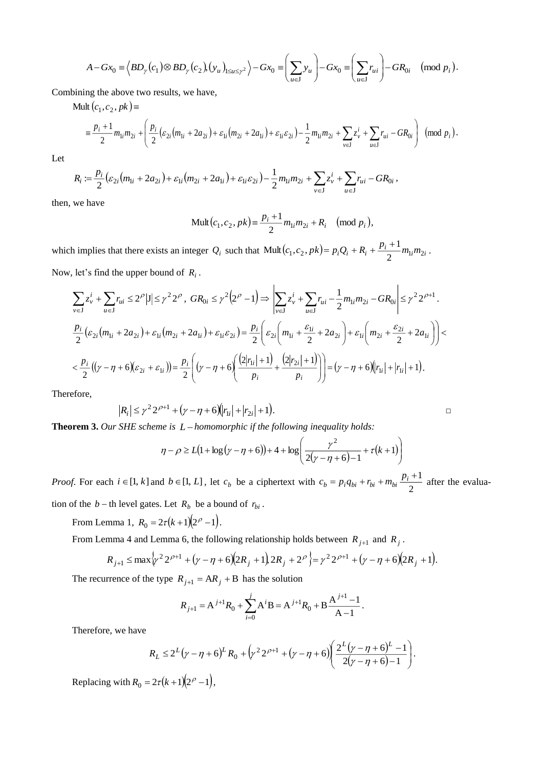$$A - Gx_0 \equiv \left\langle BD_\gamma(c_1) \otimes BD_\gamma(c_2), (y_u)_{1 \le u \le \gamma^2} \right\rangle - Gx_0 \equiv \left( \sum_{u \in J} y_u \right) - Gx_0 \equiv \left( \sum_{u \in J} r_{ui} \right) - GR_{0i} \pmod{p_i}.$$

Combining the above two results, we have,

$$\text{Mult}(c_1, c_2, pk) \equiv$$

$$\equiv \frac{p_i + 1}{2} m_{1i} m_{2i} + \left( \frac{p_i}{2} \left( \varepsilon_{2i}(m_{1i} + 2a_{2i}) + \varepsilon_{1i}(m_{2i} + 2a_{1i}) + \varepsilon_{1i}\varepsilon_{2i} \right) - \frac{1}{2} m_{1i} m_{2i} + \sum_{v \in J} z_v^i + \sum_{u \in J} r_{ui} - GR_{0i} \right) \pmod{p_i}.$$

Let

$$R_i := \frac{p_i}{2} \left( \varepsilon_{2i}(m_{1i} + 2a_{2i}) + \varepsilon_{1i}(m_{2i} + 2a_{1i}) + \varepsilon_{1i}\varepsilon_{2i} \right) - \frac{1}{2} m_{1i} m_{2i} + \sum_{v \in J} z_v^i + \sum_{u \in J} r_{ui} - GR_{0i},$$

then, we have

$$\text{Mult}(c_1, c_2, pk) \equiv \frac{p_i + 1}{2} m_{1i} m_{2i} + R_i \pmod{p_i},$$

which implies that there exists an integer $Q_i$ such that $\text{Mult}(c_1, c_2, pk) = p_i Q_i + R_i + \frac{p_i + 1}{2} m_{1i} m_{2i}$.

Now, let's find the upper bound of $R_i$.

$$\sum_{v \in J} z_v^i + \sum_{u \in J} r_{ui} \le 2^\rho |J| \le \gamma^2 2^\rho, \; GR_{0i} \le \gamma^2 (2^\rho - 1) \Rightarrow \left| \sum_{v \in J} z_v^i + \sum_{u \in J} r_{ui} - \frac{1}{2} m_{1i} m_{2i} - GR_{0i} \right| \le \gamma^2 2^{\rho + 1}.$$

$$\frac{p_i}{2} \left( \varepsilon_{2i}(m_{1i} + 2a_{2i}) + \varepsilon_{1i}(m_{2i} + 2a_{1i}) + \varepsilon_{1i}\varepsilon_{2i} \right) = \frac{p_i}{2} \left( \varepsilon_{2i} \left( m_{1i} + \frac{\varepsilon_{1i}}{2} + 2a_{2i} \right) + \varepsilon_{1i} \left( m_{2i} + \frac{\varepsilon_{2i}}{2} + 2a_{1i} \right) \right) <$$

$$< \frac{p_i}{2} \left( (\gamma - \eta + 6)(\varepsilon_{2i} + \varepsilon_{1i}) \right) = \frac{p_i}{2} \left( (\gamma - \eta + 6) \left( \frac{(2|r_{1i}| + 1)}{p_i} + \frac{(2|r_{2i}| + 1)}{p_i} \right) \right) = (\gamma - \eta + 6)(|r_{1i}| + |r_{1i}| + 1).$$

Therefore,

$$|R_i| \le \gamma^2 2^{\rho + 1} + (\gamma - \eta + 6)(|r_{1i}| + |r_{2i}| + 1). \qquad \square$$

**Theorem 3.** *Our SHE scheme is $L$ – homomorphic if the following inequality holds:*

$$\eta - \rho \ge L(1 + \log(\gamma - \eta + 6)) + 4 + \log\left( \frac{\gamma^2}{2(\gamma - \eta + 6) - 1} + \tau(k + 1) \right)$$

*Proof.* For each $i \in [1, k]$ and $b \in [1, L]$, let $c_b$ be a ciphertext with $c_b = p_i q_{bi} + r_{bi} + m_{bi} \frac{p_i + 1}{2}$ after the evaluation of the $b$ – th level gates. Let $R_b$ be a bound of $r_{bi}$.

From Lemma 1, $R_0 = 2\tau(k + 1)(2^\rho - 1)$.

From Lemma 4 and Lemma 6, the following relationship holds between $R_{j+1}$ and $R_j$.

$$R_{j+1} \le \max\left\{ \gamma^2 2^{\rho + 1} + (\gamma - \eta + 6)(2R_j + 1), 2R_j + 2^\rho \right\} = \gamma^2 2^{\rho + 1} + (\gamma - \eta + 6)(2R_j + 1).$$

The recurrence of the type $R_{j+1} = \mathrm{A} R_j + \mathrm{B}$ has the solution

$$R_{j+1} = \mathrm{A}^{j+1} R_0 + \sum_{i=0}^{j} \mathrm{A}^i \mathrm{B} = \mathrm{A}^{j+1} R_0 + \mathrm{B} \frac{\mathrm{A}^{j+1} - 1}{\mathrm{A} - 1}.$$

Therefore, we have

$$R_L \le 2^L (\gamma - \eta + 6)^L R_0 + \left( \gamma^2 2^{\rho + 1} + (\gamma - \eta + 6) \right) \left( \frac{2^L (\gamma - \eta + 6)^L - 1}{2(\gamma - \eta + 6) - 1} \right).$$

Replacing with $R_0 = 2\tau(k + 1)(2^\rho - 1)$,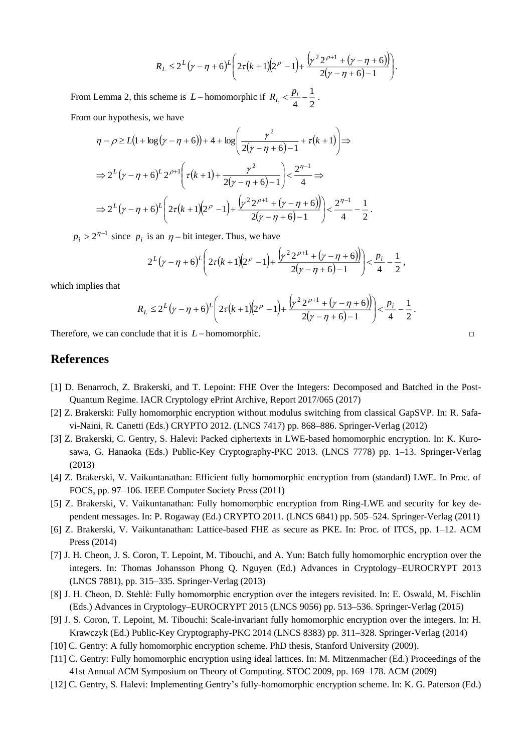$$R_L \le 2^L(\gamma-\eta+6)^L\left(2\tau(k+1)(2^\rho-1)+\frac{(\gamma^2 2^{\rho+1}+(\gamma-\eta+6))}{2(\gamma-\eta+6)-1}\right).$$

From Lemma 2, this scheme is $L-$homomorphic if $R_L < \frac{p_i}{4}-\frac{1}{2}$.

From our hypothesis, we have

$$\eta-\rho \ge L(1+\log(\gamma-\eta+6))+4+\log\left(\frac{\gamma^2}{2(\gamma-\eta+6)-1}+\tau(k+1)\right) \Rightarrow$$

$$\Rightarrow 2^L(\gamma-\eta+6)^L 2^{\rho+1}\left(\tau(k+1)+\frac{\gamma^2}{2(\gamma-\eta+6)-1}\right) < \frac{2^{\eta-1}}{4} \Rightarrow$$

$$\Rightarrow 2^L(\gamma-\eta+6)^L\left(2\tau(k+1)(2^\rho-1)+\frac{(\gamma^2 2^{\rho+1}+(\gamma-\eta+6))}{2(\gamma-\eta+6)-1}\right) < \frac{2^{\eta-1}}{4}-\frac{1}{2}.$$

$p_i > 2^{\eta-1}$ since $p_i$ is an $\eta-$bit integer. Thus, we have

$$2^L(\gamma-\eta+6)^L\left(2\tau(k+1)(2^\rho-1)+\frac{(\gamma^2 2^{\rho+1}+(\gamma-\eta+6))}{2(\gamma-\eta+6)-1}\right) < \frac{p_i}{4}-\frac{1}{2},$$

which implies that

$$R_L \le 2^L(\gamma-\eta+6)^L\left(2\tau(k+1)(2^\rho-1)+\frac{(\gamma^2 2^{\rho+1}+(\gamma-\eta+6))}{2(\gamma-\eta+6)-1}\right) < \frac{p_i}{4}-\frac{1}{2}.$$

Therefore, we can conclude that it is $L-$homomorphic. □

## References

[1] D. Benarroch, Z. Brakerski, and T. Lepoint: FHE Over the Integers: Decomposed and Batched in the Post-Quantum Regime. IACR Cryptology ePrint Archive, Report 2017/065 (2017)

[2] Z. Brakerski: Fully homomorphic encryption without modulus switching from classical GapSVP. In: R. Safavi-Naini, R. Canetti (Eds.) CRYPTO 2012. (LNCS 7417) pp. 868–886. Springer-Verlag (2012)

[3] Z. Brakerski, C. Gentry, S. Halevi: Packed ciphertexts in LWE-based homomorphic encryption. In: K. Kurosawa, G. Hanaoka (Eds.) Public-Key Cryptography-PKC 2013. (LNCS 7778) pp. 1–13. Springer-Verlag (2013)

[4] Z. Brakerski, V. Vaikuntanathan: Efficient fully homomorphic encryption from (standard) LWE. In Proc. of FOCS, pp. 97–106. IEEE Computer Society Press (2011)

[5] Z. Brakerski, V. Vaikuntanathan: Fully homomorphic encryption from Ring-LWE and security for key dependent messages. In: P. Rogaway (Ed.) CRYPTO 2011. (LNCS 6841) pp. 505–524. Springer-Verlag (2011)

[6] Z. Brakerski, V. Vaikuntanathan: Lattice-based FHE as secure as PKE. In: Proc. of ITCS, pp. 1–12. ACM Press (2014)

[7] J. H. Cheon, J. S. Coron, T. Lepoint, M. Tibouchi, and A. Yun: Batch fully homomorphic encryption over the integers. In: Thomas Johansson Phong Q. Nguyen (Ed.) Advances in Cryptology–EUROCRYPT 2013 (LNCS 7881), pp. 315–335. Springer-Verlag (2013)

[8] J. H. Cheon, D. Stehlè: Fully homomorphic encryption over the integers revisited. In: E. Oswald, M. Fischlin (Eds.) Advances in Cryptology–EUROCRYPT 2015 (LNCS 9056) pp. 513–536. Springer-Verlag (2015)

[9] J. S. Coron, T. Lepoint, M. Tibouchi: Scale-invariant fully homomorphic encryption over the integers. In: H. Krawczyk (Ed.) Public-Key Cryptography-PKC 2014 (LNCS 8383) pp. 311–328. Springer-Verlag (2014)

[10] C. Gentry: A fully homomorphic encryption scheme. PhD thesis, Stanford University (2009).

[11] C. Gentry: Fully homomorphic encryption using ideal lattices. In: M. Mitzenmacher (Ed.) Proceedings of the 41st Annual ACM Symposium on Theory of Computing. STOC 2009, pp. 169–178. ACM (2009)

[12] C. Gentry, S. Halevi: Implementing Gentry's fully-homomorphic encryption scheme. In: K. G. Paterson (Ed.)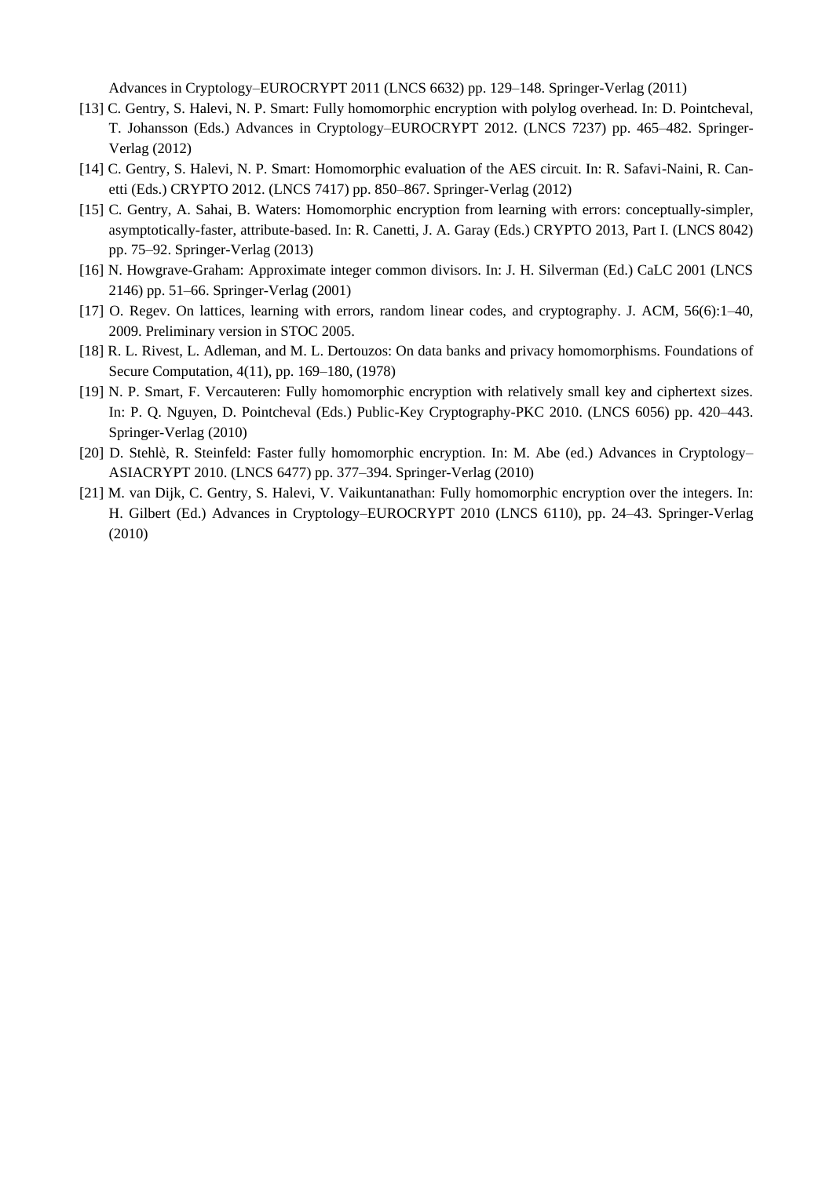Advances in Cryptology–EUROCRYPT 2011 (LNCS 6632) pp. 129–148. Springer-Verlag (2011)

[13] C. Gentry, S. Halevi, N. P. Smart: Fully homomorphic encryption with polylog overhead. In: D. Pointcheval, T. Johansson (Eds.) Advances in Cryptology–EUROCRYPT 2012. (LNCS 7237) pp. 465–482. Springer-Verlag (2012)

[14] C. Gentry, S. Halevi, N. P. Smart: Homomorphic evaluation of the AES circuit. In: R. Safavi-Naini, R. Canetti (Eds.) CRYPTO 2012. (LNCS 7417) pp. 850–867. Springer-Verlag (2012)

[15] C. Gentry, A. Sahai, B. Waters: Homomorphic encryption from learning with errors: conceptually-simpler, asymptotically-faster, attribute-based. In: R. Canetti, J. A. Garay (Eds.) CRYPTO 2013, Part I. (LNCS 8042) pp. 75–92. Springer-Verlag (2013)

[16] N. Howgrave-Graham: Approximate integer common divisors. In: J. H. Silverman (Ed.) CaLC 2001 (LNCS 2146) pp. 51–66. Springer-Verlag (2001)

[17] O. Regev. On lattices, learning with errors, random linear codes, and cryptography. J. ACM, 56(6):1–40, 2009. Preliminary version in STOC 2005.

[18] R. L. Rivest, L. Adleman, and M. L. Dertouzos: On data banks and privacy homomorphisms. Foundations of Secure Computation, 4(11), pp. 169–180, (1978)

[19] N. P. Smart, F. Vercauteren: Fully homomorphic encryption with relatively small key and ciphertext sizes. In: P. Q. Nguyen, D. Pointcheval (Eds.) Public-Key Cryptography-PKC 2010. (LNCS 6056) pp. 420–443. Springer-Verlag (2010)

[20] D. Stehlè, R. Steinfeld: Faster fully homomorphic encryption. In: M. Abe (ed.) Advances in Cryptology–ASIACRYPT 2010. (LNCS 6477) pp. 377–394. Springer-Verlag (2010)

[21] M. van Dijk, C. Gentry, S. Halevi, V. Vaikuntanathan: Fully homomorphic encryption over the integers. In: H. Gilbert (Ed.) Advances in Cryptology–EUROCRYPT 2010 (LNCS 6110), pp. 24–43. Springer-Verlag (2010)